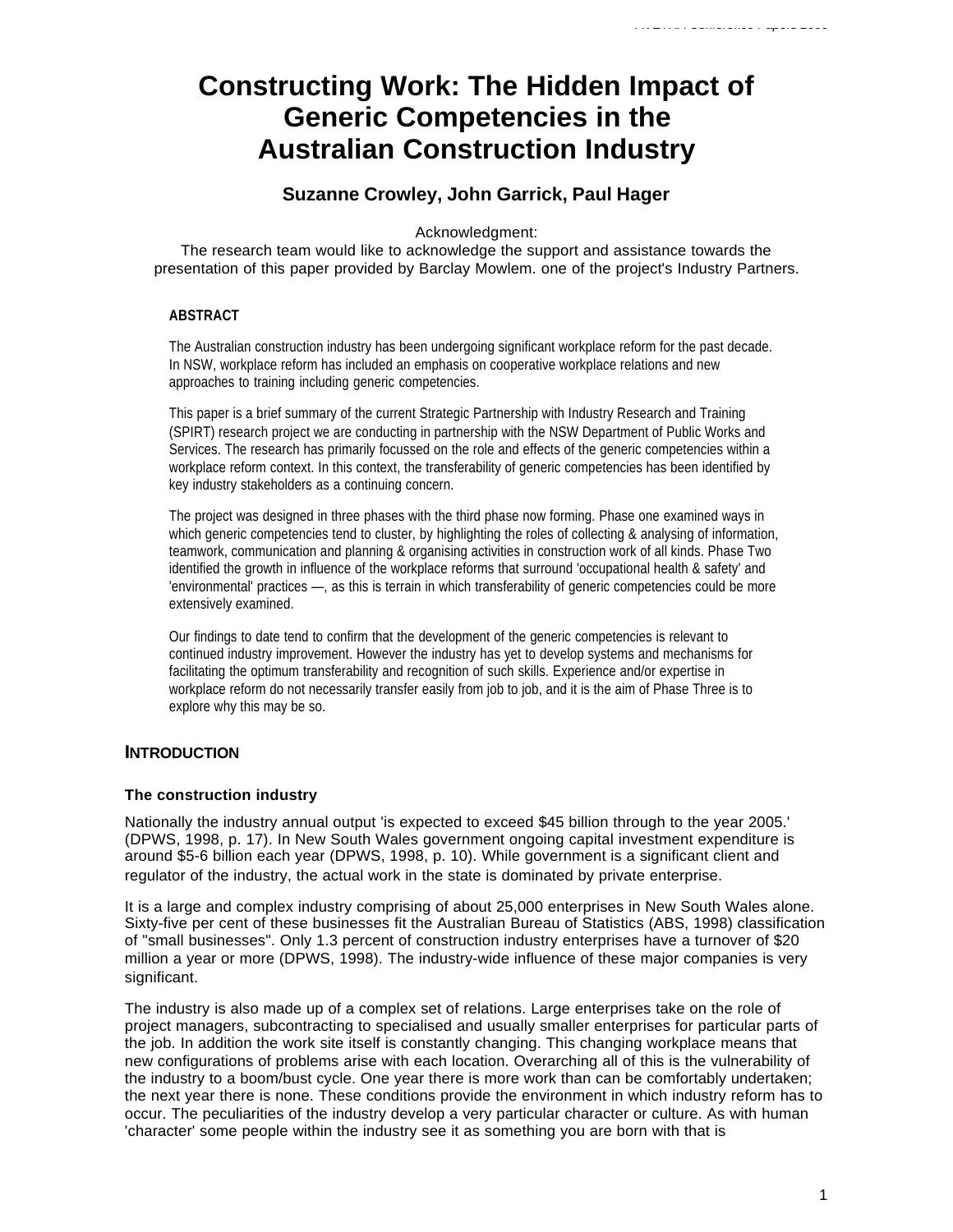# Constructing Work: The Hidden Impact of Generic Competencies in the Australian Construction Industry

**Suzanne Crowley, John Garrick, Paul Hager**

Acknowledgment:
The research team would like to acknowledge the support and assistance towards the presentation of this paper provided by Barclay Mowlem. one of the project's Industry Partners.

## ABSTRACT

The Australian construction industry has been undergoing significant workplace reform for the past decade. In NSW, workplace reform has included an emphasis on cooperative workplace relations and new approaches to training including generic competencies.

This paper is a brief summary of the current Strategic Partnership with Industry Research and Training (SPIRT) research project we are conducting in partnership with the NSW Department of Public Works and Services. The research has primarily focussed on the role and effects of the generic competencies within a workplace reform context. In this context, the transferability of generic competencies has been identified by key industry stakeholders as a continuing concern.

The project was designed in three phases with the third phase now forming. Phase one examined ways in which generic competencies tend to cluster, by highlighting the roles of collecting & analysing of information, teamwork, communication and planning & organising activities in construction work of all kinds. Phase Two identified the growth in influence of the workplace reforms that surround 'occupational health & safety' and 'environmental' practices —, as this is terrain in which transferability of generic competencies could be more extensively examined.

Our findings to date tend to confirm that the development of the generic competencies is relevant to continued industry improvement. However the industry has yet to develop systems and mechanisms for facilitating the optimum transferability and recognition of such skills. Experience and/or expertise in workplace reform do not necessarily transfer easily from job to job, and it is the aim of Phase Three is to explore why this may be so.

## INTRODUCTION

### The construction industry

Nationally the industry annual output 'is expected to exceed $45 billion through to the year 2005.' (DPWS, 1998, p. 17). In New South Wales government ongoing capital investment expenditure is around $5-6 billion each year (DPWS, 1998, p. 10). While government is a significant client and regulator of the industry, the actual work in the state is dominated by private enterprise.

It is a large and complex industry comprising of about 25,000 enterprises in New South Wales alone. Sixty-five per cent of these businesses fit the Australian Bureau of Statistics (ABS, 1998) classification of "small businesses". Only 1.3 percent of construction industry enterprises have a turnover of $20 million a year or more (DPWS, 1998). The industry-wide influence of these major companies is very significant.

The industry is also made up of a complex set of relations. Large enterprises take on the role of project managers, subcontracting to specialised and usually smaller enterprises for particular parts of the job. In addition the work site itself is constantly changing. This changing workplace means that new configurations of problems arise with each location. Overarching all of this is the vulnerability of the industry to a boom/bust cycle. One year there is more work than can be comfortably undertaken; the next year there is none. These conditions provide the environment in which industry reform has to occur. The peculiarities of the industry develop a very particular character or culture. As with human 'character' some people within the industry see it as something you are born with that is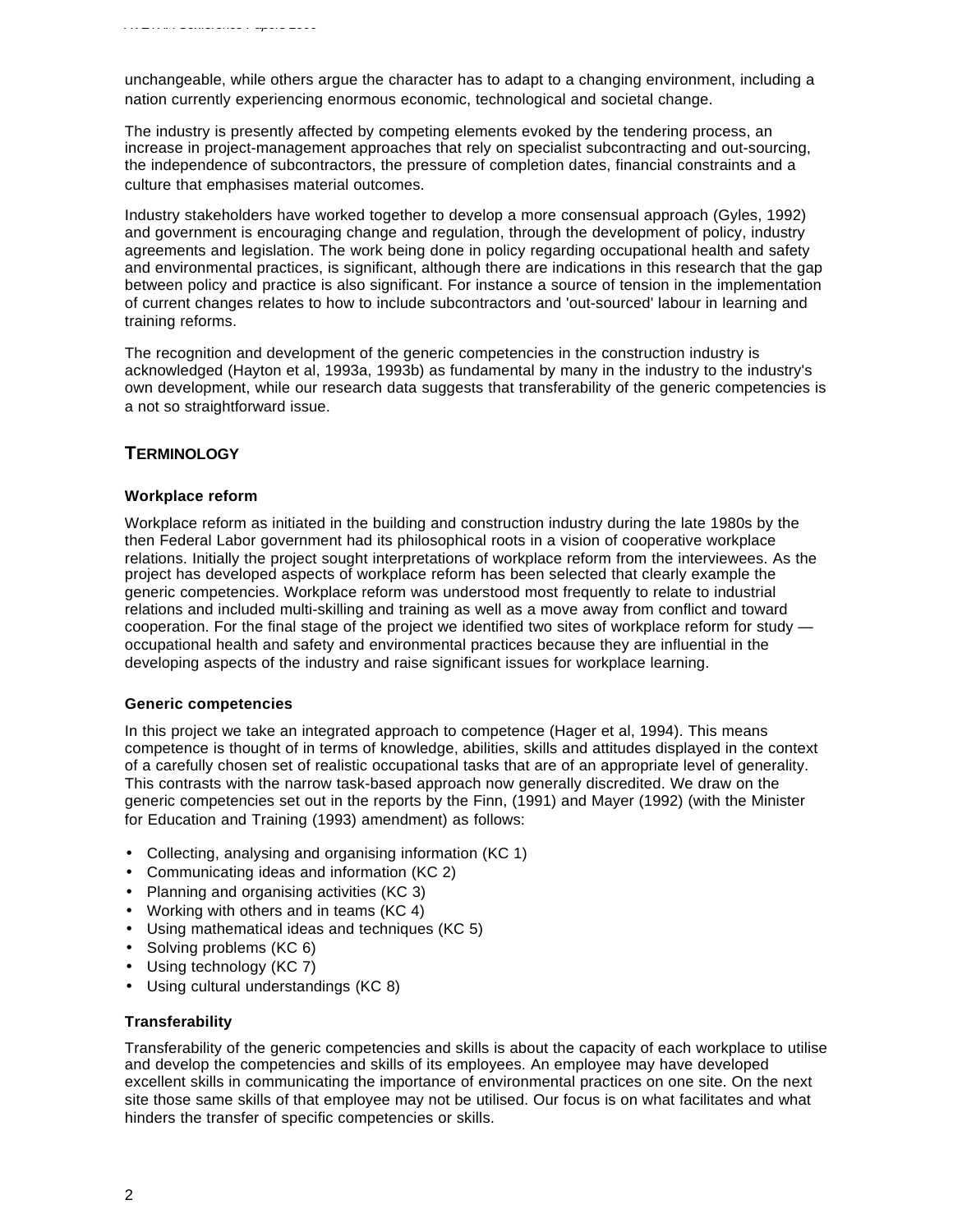unchangeable, while others argue the character has to adapt to a changing environment, including a nation currently experiencing enormous economic, technological and societal change.

The industry is presently affected by competing elements evoked by the tendering process, an increase in project-management approaches that rely on specialist subcontracting and out-sourcing, the independence of subcontractors, the pressure of completion dates, financial constraints and a culture that emphasises material outcomes.

Industry stakeholders have worked together to develop a more consensual approach (Gyles, 1992) and government is encouraging change and regulation, through the development of policy, industry agreements and legislation. The work being done in policy regarding occupational health and safety and environmental practices, is significant, although there are indications in this research that the gap between policy and practice is also significant. For instance a source of tension in the implementation of current changes relates to how to include subcontractors and 'out-sourced' labour in learning and training reforms.

The recognition and development of the generic competencies in the construction industry is acknowledged (Hayton et al, 1993a, 1993b) as fundamental by many in the industry to the industry's own development, while our research data suggests that transferability of the generic competencies is a not so straightforward issue.

## TERMINOLOGY

### Workplace reform

Workplace reform as initiated in the building and construction industry during the late 1980s by the then Federal Labor government had its philosophical roots in a vision of cooperative workplace relations. Initially the project sought interpretations of workplace reform from the interviewees. As the project has developed aspects of workplace reform has been selected that clearly example the generic competencies. Workplace reform was understood most frequently to relate to industrial relations and included multi-skilling and training as well as a move away from conflict and toward cooperation. For the final stage of the project we identified two sites of workplace reform for study — occupational health and safety and environmental practices because they are influential in the developing aspects of the industry and raise significant issues for workplace learning.

### Generic competencies

In this project we take an integrated approach to competence (Hager et al, 1994). This means competence is thought of in terms of knowledge, abilities, skills and attitudes displayed in the context of a carefully chosen set of realistic occupational tasks that are of an appropriate level of generality. This contrasts with the narrow task-based approach now generally discredited. We draw on the generic competencies set out in the reports by the Finn, (1991) and Mayer (1992) (with the Minister for Education and Training (1993) amendment) as follows:

- Collecting, analysing and organising information (KC 1)
- Communicating ideas and information (KC 2)
- Planning and organising activities (KC 3)
- Working with others and in teams (KC 4)
- Using mathematical ideas and techniques (KC 5)
- Solving problems (KC 6)
- Using technology (KC 7)
- Using cultural understandings (KC 8)

### Transferability

Transferability of the generic competencies and skills is about the capacity of each workplace to utilise and develop the competencies and skills of its employees. An employee may have developed excellent skills in communicating the importance of environmental practices on one site. On the next site those same skills of that employee may not be utilised. Our focus is on what facilitates and what hinders the transfer of specific competencies or skills.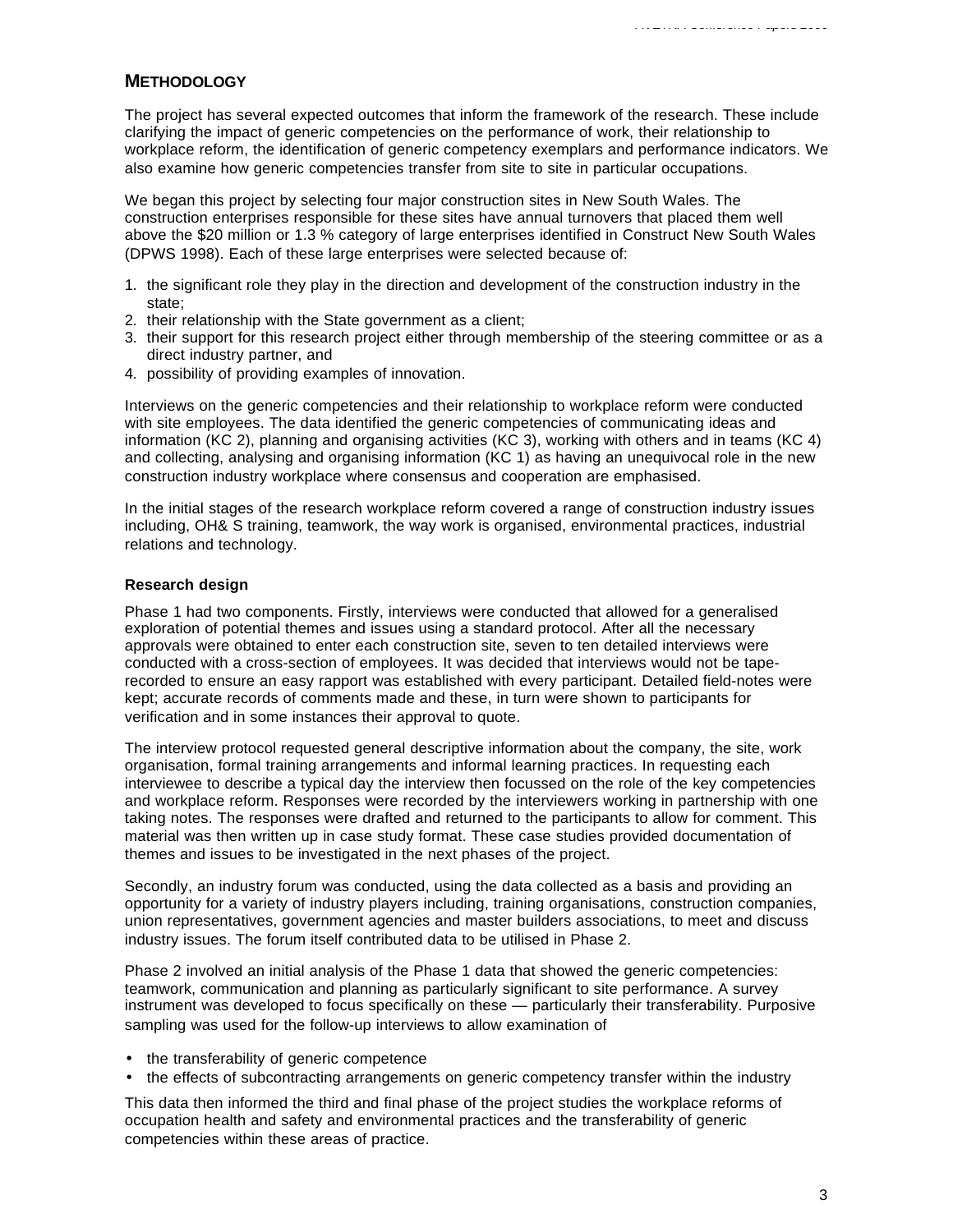## METHODOLOGY

The project has several expected outcomes that inform the framework of the research. These include clarifying the impact of generic competencies on the performance of work, their relationship to workplace reform, the identification of generic competency exemplars and performance indicators. We also examine how generic competencies transfer from site to site in particular occupations.

We began this project by selecting four major construction sites in New South Wales. The construction enterprises responsible for these sites have annual turnovers that placed them well above the $20 million or 1.3 % category of large enterprises identified in Construct New South Wales (DPWS 1998). Each of these large enterprises were selected because of:

1. the significant role they play in the direction and development of the construction industry in the state;
2. their relationship with the State government as a client;
3. their support for this research project either through membership of the steering committee or as a direct industry partner, and
4. possibility of providing examples of innovation.

Interviews on the generic competencies and their relationship to workplace reform were conducted with site employees. The data identified the generic competencies of communicating ideas and information (KC 2), planning and organising activities (KC 3), working with others and in teams (KC 4) and collecting, analysing and organising information (KC 1) as having an unequivocal role in the new construction industry workplace where consensus and cooperation are emphasised.

In the initial stages of the research workplace reform covered a range of construction industry issues including, OH& S training, teamwork, the way work is organised, environmental practices, industrial relations and technology.

### Research design

Phase 1 had two components. Firstly, interviews were conducted that allowed for a generalised exploration of potential themes and issues using a standard protocol. After all the necessary approvals were obtained to enter each construction site, seven to ten detailed interviews were conducted with a cross-section of employees. It was decided that interviews would not be tape-recorded to ensure an easy rapport was established with every participant. Detailed field-notes were kept; accurate records of comments made and these, in turn were shown to participants for verification and in some instances their approval to quote.

The interview protocol requested general descriptive information about the company, the site, work organisation, formal training arrangements and informal learning practices. In requesting each interviewee to describe a typical day the interview then focussed on the role of the key competencies and workplace reform. Responses were recorded by the interviewers working in partnership with one taking notes. The responses were drafted and returned to the participants to allow for comment. This material was then written up in case study format. These case studies provided documentation of themes and issues to be investigated in the next phases of the project.

Secondly, an industry forum was conducted, using the data collected as a basis and providing an opportunity for a variety of industry players including, training organisations, construction companies, union representatives, government agencies and master builders associations, to meet and discuss industry issues. The forum itself contributed data to be utilised in Phase 2.

Phase 2 involved an initial analysis of the Phase 1 data that showed the generic competencies: teamwork, communication and planning as particularly significant to site performance. A survey instrument was developed to focus specifically on these — particularly their transferability. Purposive sampling was used for the follow-up interviews to allow examination of

- the transferability of generic competence
- the effects of subcontracting arrangements on generic competency transfer within the industry

This data then informed the third and final phase of the project studies the workplace reforms of occupation health and safety and environmental practices and the transferability of generic competencies within these areas of practice.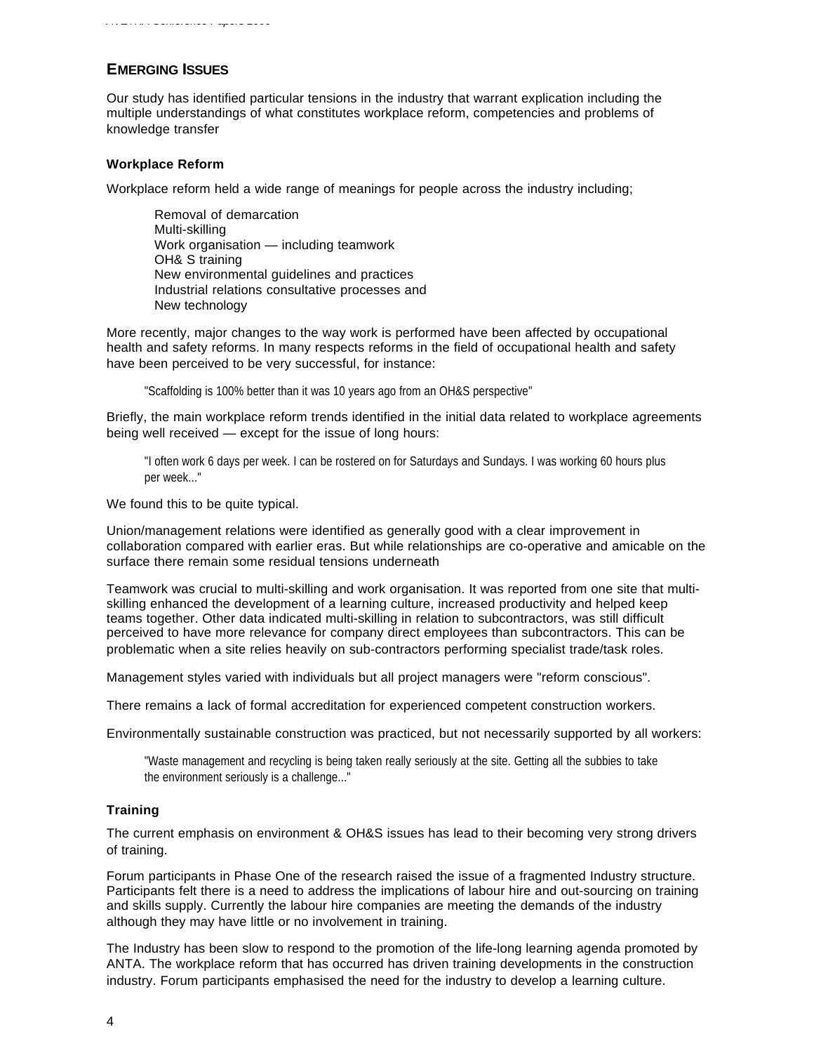## EMERGING ISSUES

Our study has identified particular tensions in the industry that warrant explication including the multiple understandings of what constitutes workplace reform, competencies and problems of knowledge transfer

### Workplace Reform

Workplace reform held a wide range of meanings for people across the industry including;

- Removal of demarcation
- Multi-skilling
- Work organisation — including teamwork
- OH& S training
- New environmental guidelines and practices
- Industrial relations consultative processes and
- New technology

More recently, major changes to the way work is performed have been affected by occupational health and safety reforms. In many respects reforms in the field of occupational health and safety have been perceived to be very successful, for instance:

> "Scaffolding is 100% better than it was 10 years ago from an OH&S perspective"

Briefly, the main workplace reform trends identified in the initial data related to workplace agreements being well received — except for the issue of long hours:

> "I often work 6 days per week. I can be rostered on for Saturdays and Sundays. I was working 60 hours plus per week..."

We found this to be quite typical.

Union/management relations were identified as generally good with a clear improvement in collaboration compared with earlier eras. But while relationships are co-operative and amicable on the surface there remain some residual tensions underneath

Teamwork was crucial to multi-skilling and work organisation. It was reported from one site that multi-skilling enhanced the development of a learning culture, increased productivity and helped keep teams together. Other data indicated multi-skilling in relation to subcontractors, was still difficult perceived to have more relevance for company direct employees than subcontractors. This can be problematic when a site relies heavily on sub-contractors performing specialist trade/task roles.

Management styles varied with individuals but all project managers were "reform conscious".

There remains a lack of formal accreditation for experienced competent construction workers.

Environmentally sustainable construction was practiced, but not necessarily supported by all workers:

> "Waste management and recycling is being taken really seriously at the site. Getting all the subbies to take the environment seriously is a challenge..."

### Training

The current emphasis on environment & OH&S issues has lead to their becoming very strong drivers of training.

Forum participants in Phase One of the research raised the issue of a fragmented Industry structure. Participants felt there is a need to address the implications of labour hire and out-sourcing on training and skills supply. Currently the labour hire companies are meeting the demands of the industry although they may have little or no involvement in training.

The Industry has been slow to respond to the promotion of the life-long learning agenda promoted by ANTA. The workplace reform that has occurred has driven training developments in the construction industry. Forum participants emphasised the need for the industry to develop a learning culture.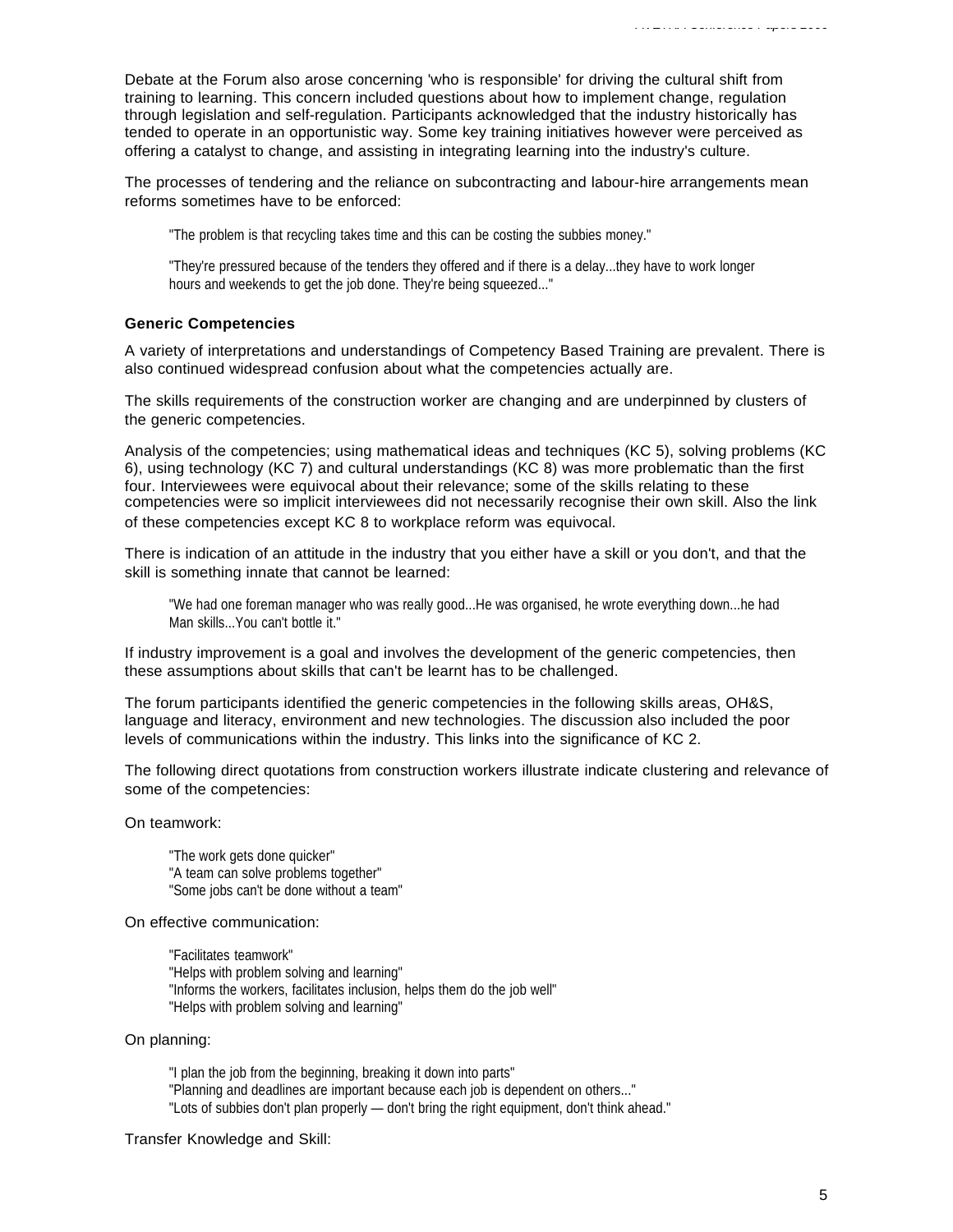Debate at the Forum also arose concerning 'who is responsible' for driving the cultural shift from training to learning. This concern included questions about how to implement change, regulation through legislation and self-regulation. Participants acknowledged that the industry historically has tended to operate in an opportunistic way. Some key training initiatives however were perceived as offering a catalyst to change, and assisting in integrating learning into the industry's culture.

The processes of tendering and the reliance on subcontracting and labour-hire arrangements mean reforms sometimes have to be enforced:

> "The problem is that recycling takes time and this can be costing the subbies money."
>
> "They're pressured because of the tenders they offered and if there is a delay...they have to work longer hours and weekends to get the job done. They're being squeezed..."

### Generic Competencies

A variety of interpretations and understandings of Competency Based Training are prevalent. There is also continued widespread confusion about what the competencies actually are.

The skills requirements of the construction worker are changing and are underpinned by clusters of the generic competencies.

Analysis of the competencies; using mathematical ideas and techniques (KC 5), solving problems (KC 6), using technology (KC 7) and cultural understandings (KC 8) was more problematic than the first four. Interviewees were equivocal about their relevance; some of the skills relating to these competencies were so implicit interviewees did not necessarily recognise their own skill. Also the link of these competencies except KC 8 to workplace reform was equivocal.

There is indication of an attitude in the industry that you either have a skill or you don't, and that the skill is something innate that cannot be learned:

> "We had one foreman manager who was really good...He was organised, he wrote everything down...he had Man skills...You can't bottle it."

If industry improvement is a goal and involves the development of the generic competencies, then these assumptions about skills that can't be learnt has to be challenged.

The forum participants identified the generic competencies in the following skills areas, OH&S, language and literacy, environment and new technologies. The discussion also included the poor levels of communications within the industry. This links into the significance of KC 2.

The following direct quotations from construction workers illustrate indicate clustering and relevance of some of the competencies:

On teamwork:

> "The work gets done quicker"
> "A team can solve problems together"
> "Some jobs can't be done without a team"

On effective communication:

> "Facilitates teamwork"
> "Helps with problem solving and learning"
> "Informs the workers, facilitates inclusion, helps them do the job well"
> "Helps with problem solving and learning"

On planning:

> "I plan the job from the beginning, breaking it down into parts"
> "Planning and deadlines are important because each job is dependent on others..."
> "Lots of subbies don't plan properly — don't bring the right equipment, don't think ahead."

Transfer Knowledge and Skill: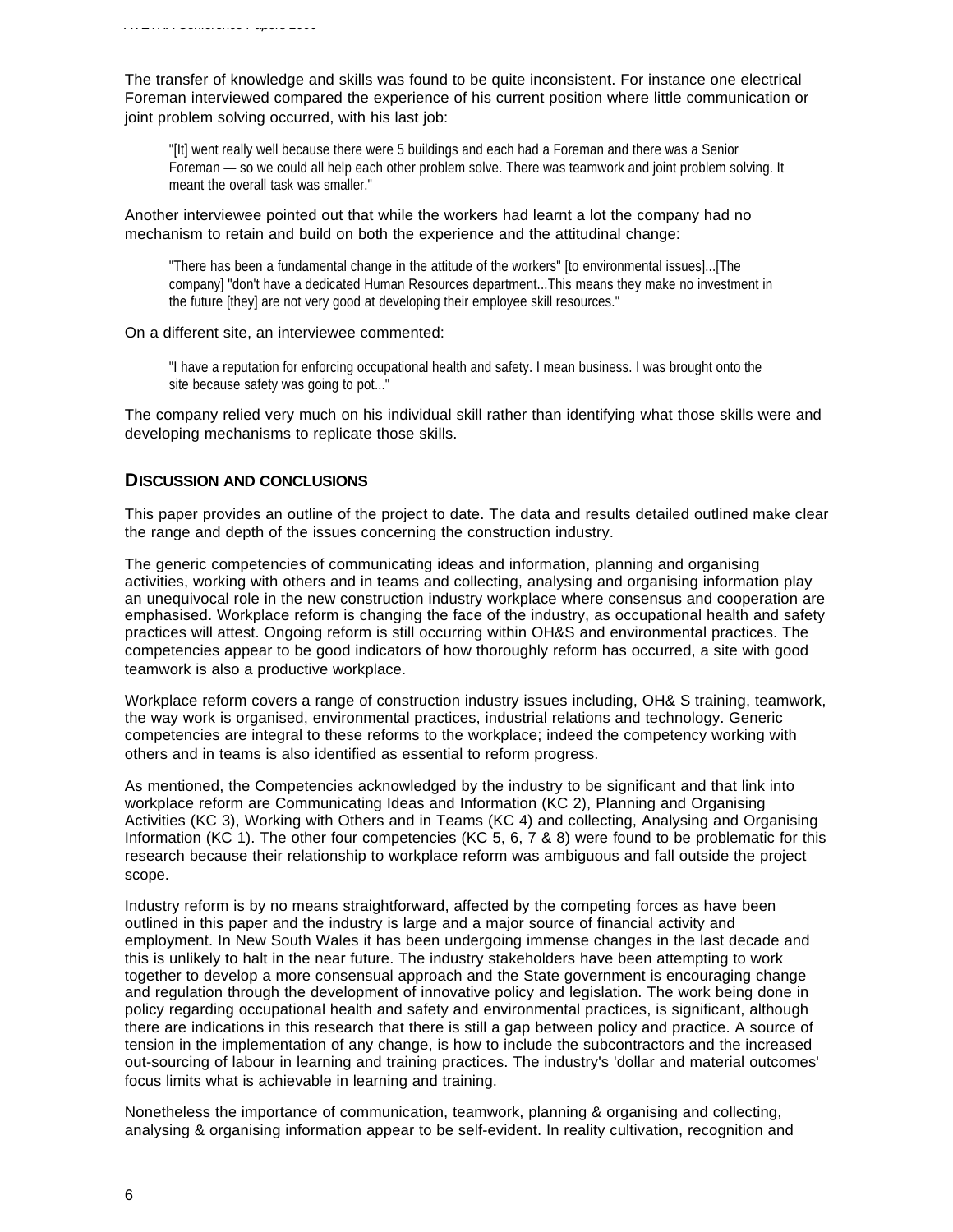The transfer of knowledge and skills was found to be quite inconsistent. For instance one electrical Foreman interviewed compared the experience of his current position where little communication or joint problem solving occurred, with his last job:

> "[It] went really well because there were 5 buildings and each had a Foreman and there was a Senior Foreman — so we could all help each other problem solve. There was teamwork and joint problem solving. It meant the overall task was smaller."

Another interviewee pointed out that while the workers had learnt a lot the company had no mechanism to retain and build on both the experience and the attitudinal change:

> "There has been a fundamental change in the attitude of the workers" [to environmental issues]...[The company] "don't have a dedicated Human Resources department...This means they make no investment in the future [they] are not very good at developing their employee skill resources."

On a different site, an interviewee commented:

> "I have a reputation for enforcing occupational health and safety. I mean business. I was brought onto the site because safety was going to pot..."

The company relied very much on his individual skill rather than identifying what those skills were and developing mechanisms to replicate those skills.

## DISCUSSION AND CONCLUSIONS

This paper provides an outline of the project to date. The data and results detailed outlined make clear the range and depth of the issues concerning the construction industry.

The generic competencies of communicating ideas and information, planning and organising activities, working with others and in teams and collecting, analysing and organising information play an unequivocal role in the new construction industry workplace where consensus and cooperation are emphasised. Workplace reform is changing the face of the industry, as occupational health and safety practices will attest. Ongoing reform is still occurring within OH&S and environmental practices. The competencies appear to be good indicators of how thoroughly reform has occurred, a site with good teamwork is also a productive workplace.

Workplace reform covers a range of construction industry issues including, OH& S training, teamwork, the way work is organised, environmental practices, industrial relations and technology. Generic competencies are integral to these reforms to the workplace; indeed the competency working with others and in teams is also identified as essential to reform progress.

As mentioned, the Competencies acknowledged by the industry to be significant and that link into workplace reform are Communicating Ideas and Information (KC 2), Planning and Organising Activities (KC 3), Working with Others and in Teams (KC 4) and collecting, Analysing and Organising Information (KC 1). The other four competencies (KC 5, 6, 7 & 8) were found to be problematic for this research because their relationship to workplace reform was ambiguous and fall outside the project scope.

Industry reform is by no means straightforward, affected by the competing forces as have been outlined in this paper and the industry is large and a major source of financial activity and employment. In New South Wales it has been undergoing immense changes in the last decade and this is unlikely to halt in the near future. The industry stakeholders have been attempting to work together to develop a more consensual approach and the State government is encouraging change and regulation through the development of innovative policy and legislation. The work being done in policy regarding occupational health and safety and environmental practices, is significant, although there are indications in this research that there is still a gap between policy and practice. A source of tension in the implementation of any change, is how to include the subcontractors and the increased out-sourcing of labour in learning and training practices. The industry's 'dollar and material outcomes' focus limits what is achievable in learning and training.

Nonetheless the importance of communication, teamwork, planning & organising and collecting, analysing & organising information appear to be self-evident. In reality cultivation, recognition and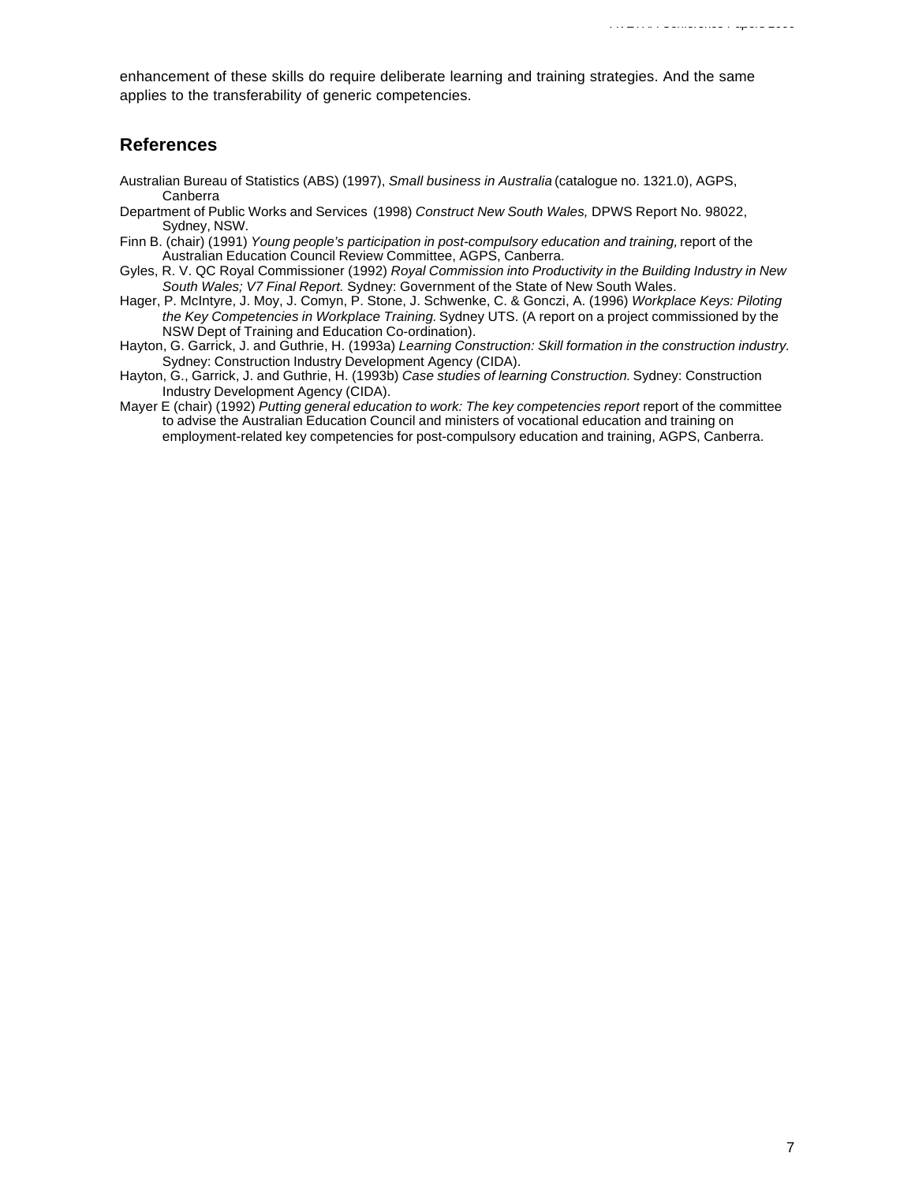enhancement of these skills do require deliberate learning and training strategies. And the same applies to the transferability of generic competencies.

## References

Australian Bureau of Statistics (ABS) (1997), *Small business in Australia* (catalogue no. 1321.0), AGPS, Canberra

Department of Public Works and Services (1998) *Construct New South Wales,* DPWS Report No. 98022, Sydney, NSW.

Finn B. (chair) (1991) *Young people's participation in post-compulsory education and training,* report of the Australian Education Council Review Committee, AGPS, Canberra.

Gyles, R. V. QC Royal Commissioner (1992) *Royal Commission into Productivity in the Building Industry in New South Wales; V7 Final Report.* Sydney: Government of the State of New South Wales.

Hager, P. McIntyre, J. Moy, J. Comyn, P. Stone, J. Schwenke, C. & Gonczi, A. (1996) *Workplace Keys: Piloting the Key Competencies in Workplace Training.* Sydney UTS. (A report on a project commissioned by the NSW Dept of Training and Education Co-ordination).

Hayton, G. Garrick, J. and Guthrie, H. (1993a) *Learning Construction: Skill formation in the construction industry.* Sydney: Construction Industry Development Agency (CIDA).

Hayton, G., Garrick, J. and Guthrie, H. (1993b) *Case studies of learning Construction.* Sydney: Construction Industry Development Agency (CIDA).

Mayer E (chair) (1992) *Putting general education to work: The key competencies report* report of the committee to advise the Australian Education Council and ministers of vocational education and training on employment-related key competencies for post-compulsory education and training, AGPS, Canberra.